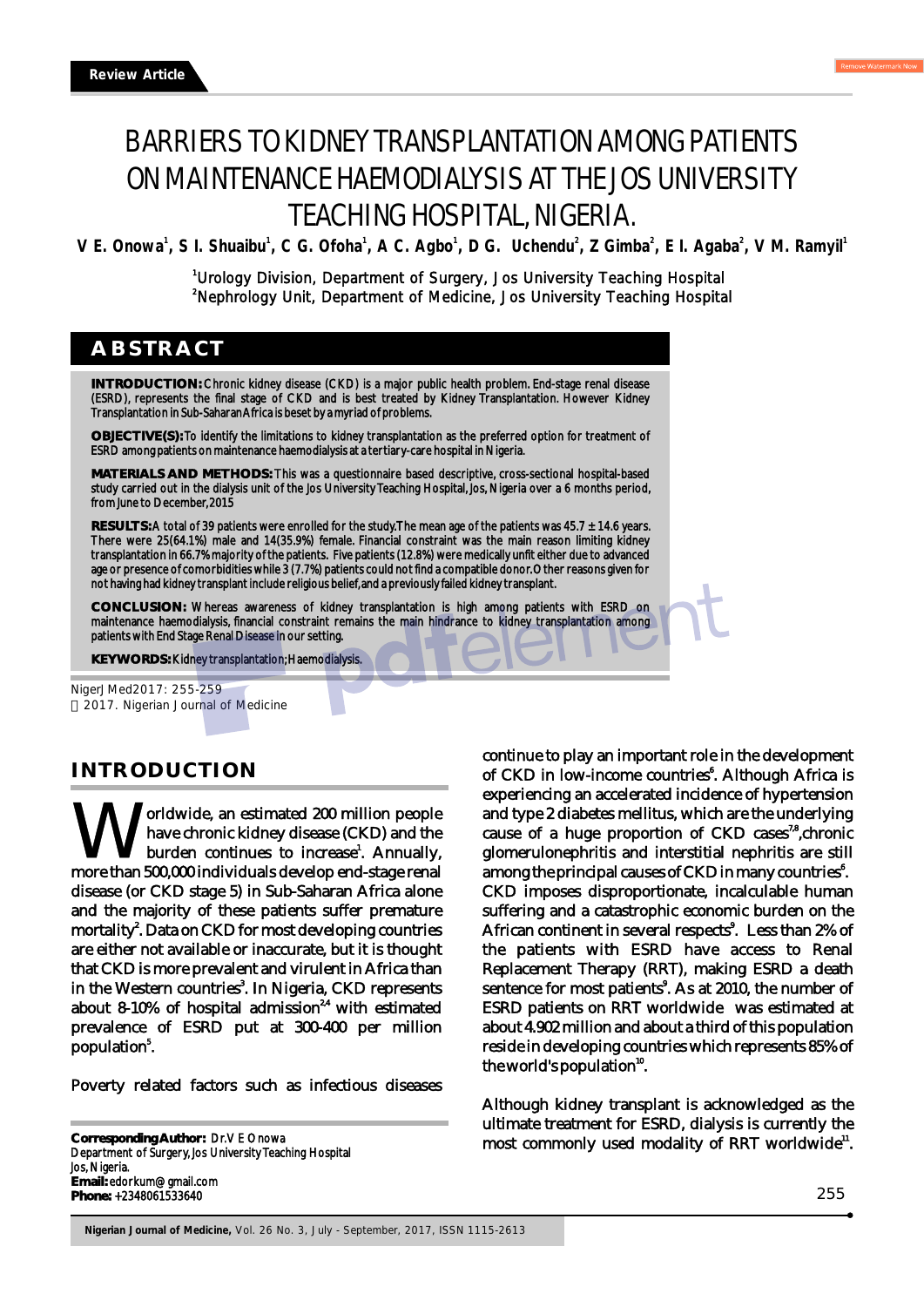Review Article

# BARRIERS TO KIDNEY TRANSPLANTATION AMONG PATIENTS ON MAINTENANCE HAEMODIALYSIS AT THE JOS UNIVERSITY TEACHING HOSPITAL, NIGERIA.

V E. Onowa[1], S I. Shuaibu[1], C G. Ofoha[1], A C. Agbo[1], D G. Uchendu[2], Z Gimba[2], E I. Agaba[2], V M. Ramyil[1]

[1]Urology Division, Department of Surgery, Jos University Teaching Hospital
[2]Nephrology Unit, Department of Medicine, Jos University Teaching Hospital

## ABSTRACT

**INTRODUCTION:** Chronic kidney disease (CKD) is a major public health problem. End-stage renal disease (ESRD), represents the final stage of CKD and is best treated by Kidney Transplantation. However Kidney Transplantation in Sub-Saharan Africa is beset by a myriad of problems.

**OBJECTIVE(S):** To identify the limitations to kidney transplantation as the preferred option for treatment of ESRD among patients on maintenance haemodialysis at a tertiary-care hospital in Nigeria.

**MATERIALS AND METHODS:** This was a questionnaire based descriptive, cross-sectional hospital-based study carried out in the dialysis unit of the Jos University Teaching Hospital, Jos, Nigeria over a 6 months period, from June to December, 2015

**RESULTS:** A total of 39 patients were enrolled for the study. The mean age of the patients was 45.7 ± 14.6 years. There were 25(64.1%) male and 14(35.9%) female. Financial constraint was the main reason limiting kidney transplantation in 66.7% majority of the patients. Five patients (12.8%) were medically unfit either due to advanced age or presence of comorbidities while 3 (7.7%) patients could not find a compatible donor. Other reasons given for not having had kidney transplant include religious belief, and a previously failed kidney transplant.

**CONCLUSION:** Whereas awareness of kidney transplantation is high among patients with ESRD on maintenance haemodialysis, financial constraint remains the main hindrance to kidney transplantation among patients with End Stage Renal Disease in our setting.

**KEYWORDS:** Kidney transplantation; Haemodialysis.

NigerJMed2017: 255-259
2017. Nigerian Journal of Medicine

## INTRODUCTION

Worldwide, an estimated 200 million people have chronic kidney disease (CKD) and the burden continues to increase[1]. Annually, more than 500,000 individuals develop end-stage renal disease (or CKD stage 5) in Sub-Saharan Africa alone and the majority of these patients suffer premature mortality[2]. Data on CKD for most developing countries are either not available or inaccurate, but it is thought that CKD is more prevalent and virulent in Africa than in the Western countries[3]. In Nigeria, CKD represents about 8-10% of hospital admission[2,4] with estimated prevalence of ESRD put at 300-400 per million population[5].

Poverty related factors such as infectious diseases continue to play an important role in the development of CKD in low-income countries[6]. Although Africa is experiencing an accelerated incidence of hypertension and type 2 diabetes mellitus, which are the underlying cause of a huge proportion of CKD cases[7,8], chronic glomerulonephritis and interstitial nephritis are still among the principal causes of CKD in many countries[6]. CKD imposes disproportionate, incalculable human suffering and a catastrophic economic burden on the African continent in several respects[9]. Less than 2% of the patients with ESRD have access to Renal Replacement Therapy (RRT), making ESRD a death sentence for most patients[9]. As at 2010, the number of ESRD patients on RRT worldwide was estimated at about 4.902 million and about a third of this population reside in developing countries which represents 85% of the world's population[10].

Although kidney transplant is acknowledged as the ultimate treatment for ESRD, dialysis is currently the most commonly used modality of RRT worldwide[11].

**Corresponding Author:** Dr. V E Onowa
Department of Surgery, Jos University Teaching Hospital
Jos, Nigeria.
**Email:** edorkum@gmail.com
**Phone:** +2348061533640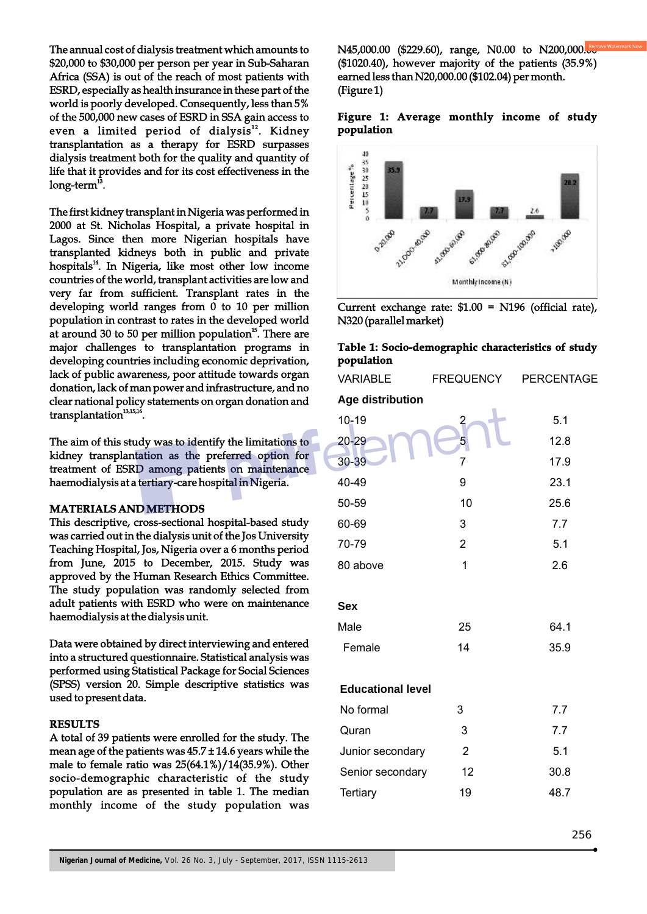The annual cost of dialysis treatment which amounts to $20,000 to $30,000 per person per year in Sub-Saharan Africa (SSA) is out of the reach of most patients with ESRD, especially as health insurance in these part of the world is poorly developed. Consequently, less than 5% of the 500,000 new cases of ESRD in SSA gain access to even a limited period of dialysis[12]. Kidney transplantation as a therapy for ESRD surpasses dialysis treatment both for the quality and quantity of life that it provides and for its cost effectiveness in the long-term[13].

The first kidney transplant in Nigeria was performed in 2000 at St. Nicholas Hospital, a private hospital in Lagos. Since then more Nigerian hospitals have transplanted kidneys both in public and private hospitals[14]. In Nigeria, like most other low income countries of the world, transplant activities are low and very far from sufficient. Transplant rates in the developing world ranges from 0 to 10 per million population in contrast to rates in the developed world at around 30 to 50 per million population[15]. There are major challenges to transplantation programs in developing countries including economic deprivation, lack of public awareness, poor attitude towards organ donation, lack of man power and infrastructure, and no clear national policy statements on organ donation and transplantation[13,15,16].

The aim of this study was to identify the limitations to kidney transplantation as the preferred option for treatment of ESRD among patients on maintenance haemodialysis at a tertiary-care hospital in Nigeria.

## MATERIALS AND METHODS

This descriptive, cross-sectional hospital-based study was carried out in the dialysis unit of the Jos University Teaching Hospital, Jos, Nigeria over a 6 months period from June, 2015 to December, 2015. Study was approved by the Human Research Ethics Committee. The study population was randomly selected from adult patients with ESRD who were on maintenance haemodialysis at the dialysis unit.

Data were obtained by direct interviewing and entered into a structured questionnaire. Statistical analysis was performed using Statistical Package for Social Sciences (SPSS) version 20. Simple descriptive statistics was used to present data.

## RESULTS

A total of 39 patients were enrolled for the study. The mean age of the patients was 45.7 ± 14.6 years while the male to female ratio was 25(64.1%)/14(35.9%). Other socio-demographic characteristic of the study population are as presented in table 1. The median monthly income of the study population was N45,000.00 ($229.60), range, N0.00 to N200,000.00 ($1020.40), however majority of the patients (35.9%) earned less than N20,000.00 ($102.04) per month. (Figure 1)

**Figure 1: Average monthly income of study population**

Percentage %
40
35
30
25
20
15
10
5
0
35.9
7.7
17.9
7.7
2.6
28.2
0-20,000
21,000-40,000
41,000-60,000
61,000-80,000
81,000-100,000
>100,000
Monthly Income (N)

Current exchange rate: $1.00 = N196 (official rate), N320 (parallel market)

**Table 1: Socio-demographic characteristics of study population**

| VARIABLE | FREQUENCY | PERCENTAGE |
|---|---|---|
| **Age distribution** | | |
| 10-19 | 2 | 5.1 |
| 20-29 | 5 | 12.8 |
| 30-39 | 7 | 17.9 |
| 40-49 | 9 | 23.1 |
| 50-59 | 10 | 25.6 |
| 60-69 | 3 | 7.7 |
| 70-79 | 2 | 5.1 |
| 80 above | 1 | 2.6 |
| **Sex** | | |
| Male | 25 | 64.1 |
| Female | 14 | 35.9 |
| **Educational level** | | |
| No formal | 3 | 7.7 |
| Quran | 3 | 7.7 |
| Junior secondary | 2 | 5.1 |
| Senior secondary | 12 | 30.8 |
| Tertiary | 19 | 48.7 |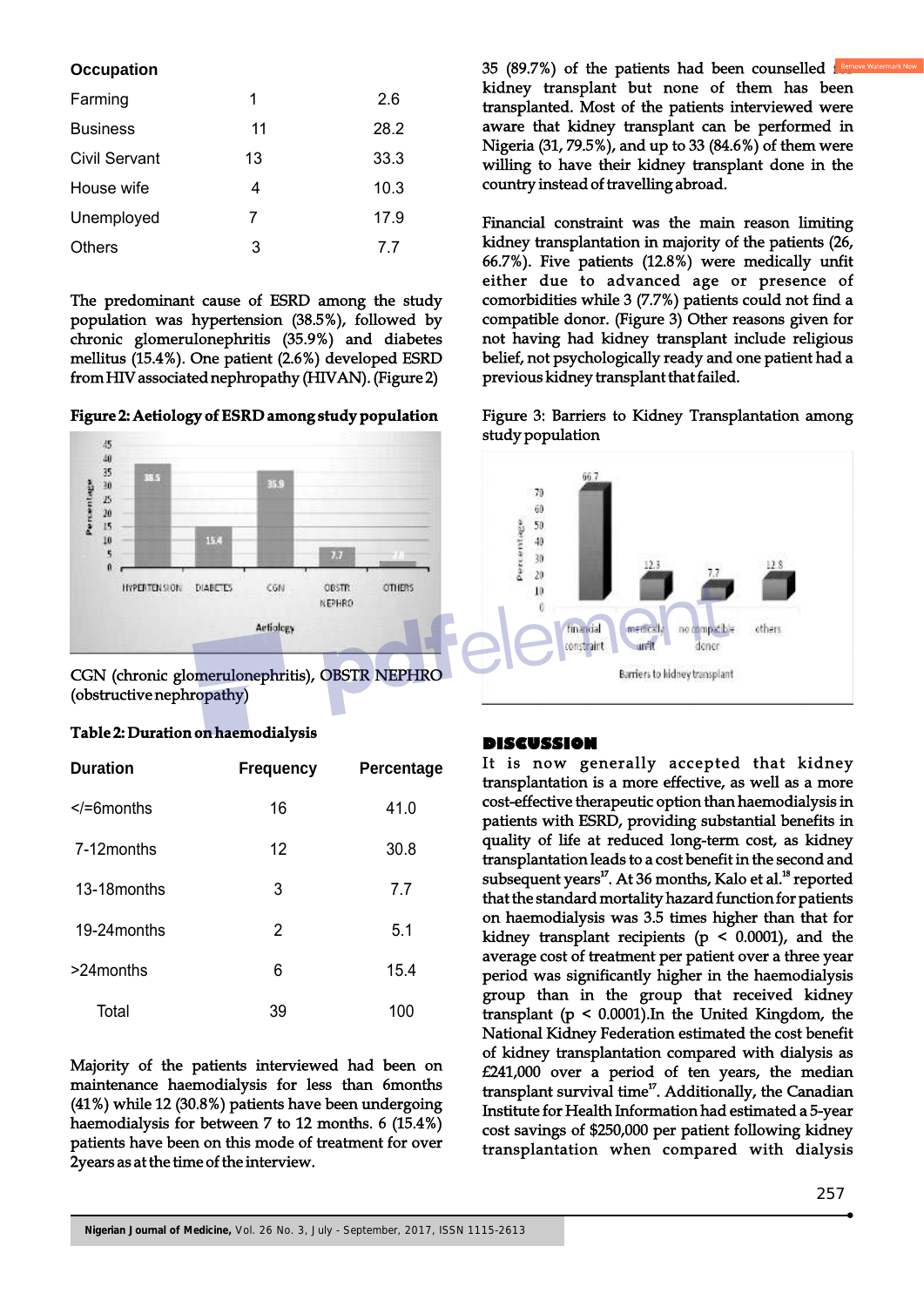| Occupation | | |
|---|---|---|
| Farming | 1 | 2.6 |
| Business | 11 | 28.2 |
| Civil Servant | 13 | 33.3 |
| House wife | 4 | 10.3 |
| Unemployed | 7 | 17.9 |
| Others | 3 | 7.7 |

The predominant cause of ESRD among the study population was hypertension (38.5%), followed by chronic glomerulonephritis (35.9%) and diabetes mellitus (15.4%). One patient (2.6%) developed ESRD from HIV associated nephropathy (HIVAN). (Figure 2)

**Figure 2: Aetiology of ESRD among study population**

45
40
35
30
25
20
15
10
5
0
Percentage
38.5
15.4
35.9
7.7
2.6
HYPERTENSION
DIABETES
CGN
OBSTR NEPHRO
OTHERS
Aetiology

CGN (chronic glomerulonephritis), OBSTR NEPHRO (obstructive nephropathy)

**Table 2: Duration on haemodialysis**

| Duration | Frequency | Percentage |
|---|---|---|
| </=6months | 16 | 41.0 |
| 7-12months | 12 | 30.8 |
| 13-18months | 3 | 7.7 |
| 19-24months | 2 | 5.1 |
| >24months | 6 | 15.4 |
| Total | 39 | 100 |

Majority of the patients interviewed had been on maintenance haemodialysis for less than 6months (41%) while 12 (30.8%) patients have been undergoing haemodialysis for between 7 to 12 months. 6 (15.4%) patients have been on this mode of treatment for over 2years as at the time of the interview.

35 (89.7%) of the patients had been counselled for kidney transplant but none of them has been transplanted. Most of the patients interviewed were aware that kidney transplant can be performed in Nigeria (31, 79.5%), and up to 33 (84.6%) of them were willing to have their kidney transplant done in the country instead of travelling abroad.

Financial constraint was the main reason limiting kidney transplantation in majority of the patients (26, 66.7%). Five patients (12.8%) were medically unfit either due to advanced age or presence of comorbidities while 3 (7.7%) patients could not find a compatible donor. (Figure 3) Other reasons given for not having had kidney transplant include religious belief, not psychologically ready and one patient had a previous kidney transplant that failed.

Figure 3: Barriers to Kidney Transplantation among study population

70
60
50
40
30
20
10
0
Percentage
66.7
12.3
7.7
12.8
financial constraint
medically unfit
no compatible donor
others
Barriers to kidney transplant

## DISCUSSION

It is now generally accepted that kidney transplantation is a more effective, as well as a more cost-effective therapeutic option than haemodialysis in patients with ESRD, providing substantial benefits in quality of life at reduced long-term cost, as kidney transplantation leads to a cost benefit in the second and subsequent years[17]. At 36 months, Kalo et al.[18] reported that the standard mortality hazard function for patients on haemodialysis was 3.5 times higher than that for kidney transplant recipients ($p < 0.0001$), and the average cost of treatment per patient over a three year period was significantly higher in the haemodialysis group than in the group that received kidney transplant ($p < 0.0001$).In the United Kingdom, the National Kidney Federation estimated the cost benefit of kidney transplantation compared with dialysis as £241,000 over a period of ten years, the median transplant survival time[17]. Additionally, the Canadian Institute for Health Information had estimated a 5-year cost savings of $250,000 per patient following kidney transplantation when compared with dialysis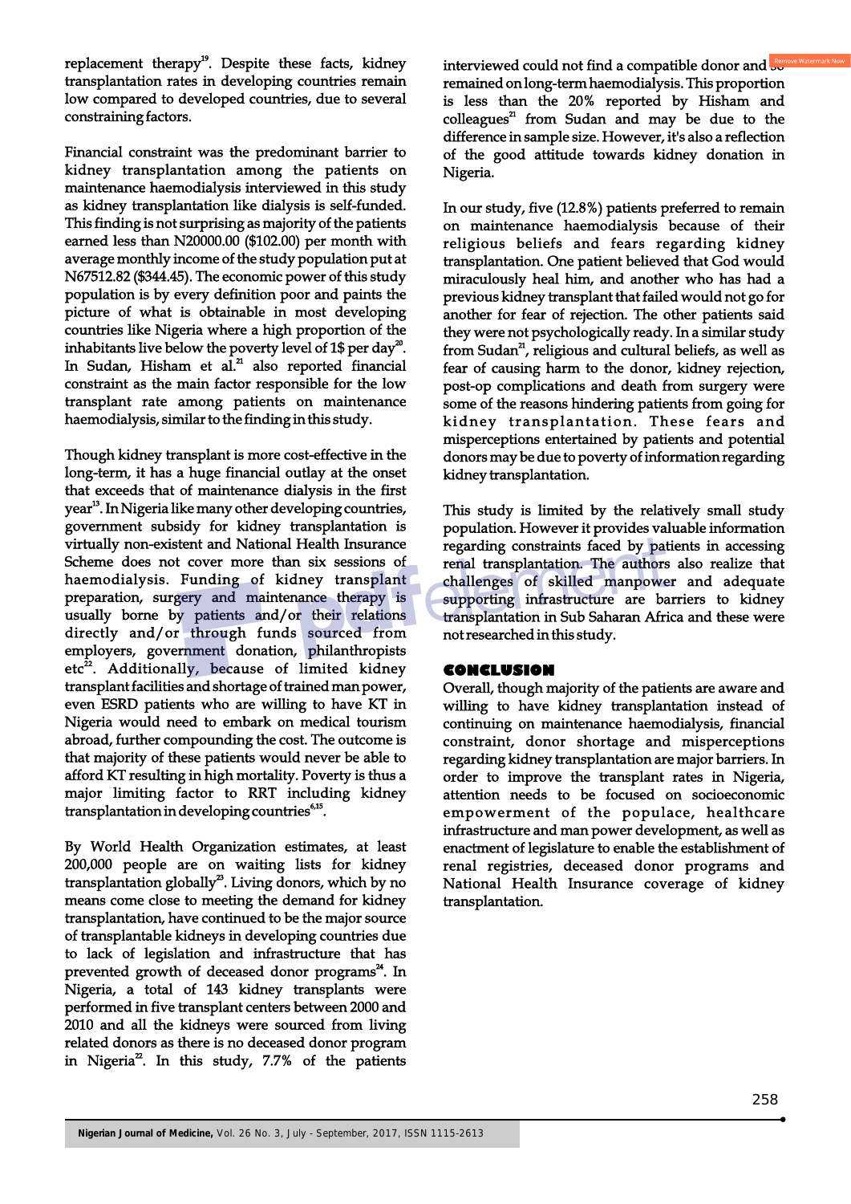replacement therapy[19]. Despite these facts, kidney transplantation rates in developing countries remain low compared to developed countries, due to several constraining factors.

Financial constraint was the predominant barrier to kidney transplantation among the patients on maintenance haemodialysis interviewed in this study as kidney transplantation like dialysis is self-funded. This finding is not surprising as majority of the patients earned less than N20000.00 ($102.00) per month with average monthly income of the study population put at N67512.82 ($344.45). The economic power of this study population is by every definition poor and paints the picture of what is obtainable in most developing countries like Nigeria where a high proportion of the inhabitants live below the poverty level of 1$ per day[20]. In Sudan, Hisham et al.[21] also reported financial constraint as the main factor responsible for the low transplant rate among patients on maintenance haemodialysis, similar to the finding in this study.

Though kidney transplant is more cost-effective in the long-term, it has a huge financial outlay at the onset that exceeds that of maintenance dialysis in the first year[13]. In Nigeria like many other developing countries, government subsidy for kidney transplantation is virtually non-existent and National Health Insurance Scheme does not cover more than six sessions of haemodialysis. Funding of kidney transplant preparation, surgery and maintenance therapy is usually borne by patients and/or their relations directly and/or through funds sourced from employers, government donation, philanthropists etc[22]. Additionally, because of limited kidney transplant facilities and shortage of trained man power, even ESRD patients who are willing to have KT in Nigeria would need to embark on medical tourism abroad, further compounding the cost. The outcome is that majority of these patients would never be able to afford KT resulting in high mortality. Poverty is thus a major limiting factor to RRT including kidney transplantation in developing countries[6,15].

By World Health Organization estimates, at least 200,000 people are on waiting lists for kidney transplantation globally[23]. Living donors, which by no means come close to meeting the demand for kidney transplantation, have continued to be the major source of transplantable kidneys in developing countries due to lack of legislation and infrastructure that has prevented growth of deceased donor programs[24]. In Nigeria, a total of 143 kidney transplants were performed in five transplant centers between 2000 and 2010 and all the kidneys were sourced from living related donors as there is no deceased donor program in Nigeria[22]. In this study, 7.7% of the patients interviewed could not find a compatible donor and so remained on long-term haemodialysis. This proportion is less than the 20% reported by Hisham and colleagues[21] from Sudan and may be due to the difference in sample size. However, it's also a reflection of the good attitude towards kidney donation in Nigeria.

In our study, five (12.8%) patients preferred to remain on maintenance haemodialysis because of their religious beliefs and fears regarding kidney transplantation. One patient believed that God would miraculously heal him, and another who has had a previous kidney transplant that failed would not go for another for fear of rejection. The other patients said they were not psychologically ready. In a similar study from Sudan[21], religious and cultural beliefs, as well as fear of causing harm to the donor, kidney rejection, post-op complications and death from surgery were some of the reasons hindering patients from going for kidney transplantation. These fears and misperceptions entertained by patients and potential donors may be due to poverty of information regarding kidney transplantation.

This study is limited by the relatively small study population. However it provides valuable information regarding constraints faced by patients in accessing renal transplantation. The authors also realize that challenges of skilled manpower and adequate supporting infrastructure are barriers to kidney transplantation in Sub Saharan Africa and these were not researched in this study.

## CONCLUSION

Overall, though majority of the patients are aware and willing to have kidney transplantation instead of continuing on maintenance haemodialysis, financial constraint, donor shortage and misperceptions regarding kidney transplantation are major barriers. In order to improve the transplant rates in Nigeria, attention needs to be focused on socioeconomic empowerment of the populace, healthcare infrastructure and man power development, as well as enactment of legislature to enable the establishment of renal registries, deceased donor programs and National Health Insurance coverage of kidney transplantation.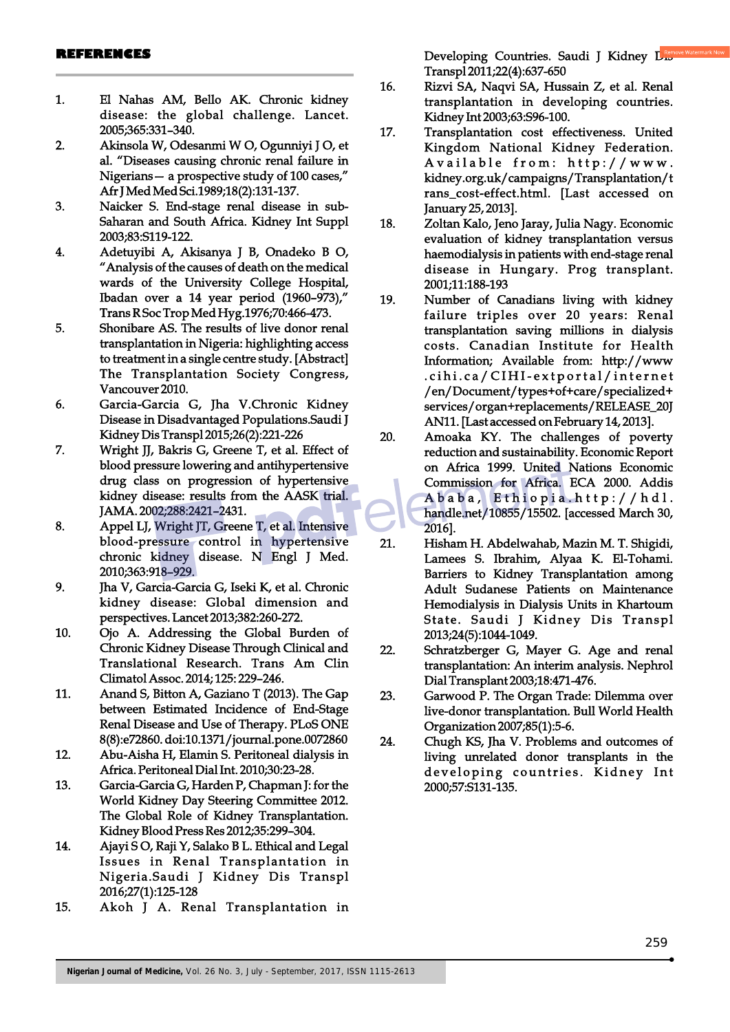## REFERENCES

1. El Nahas AM, Bello AK. Chronic kidney disease: the global challenge. Lancet. 2005;365:331–340.
2. Akinsola W, Odesanmi W O, Ogunniyi J O, et al. "Diseases causing chronic renal failure in Nigerians— a prospective study of 100 cases," Afr J Med Med Sci.1989;18(2):131-137.
3. Naicker S. End-stage renal disease in sub-Saharan and South Africa. Kidney Int Suppl 2003;83:S119-122.
4. Adetuyibi A, Akisanya J B, Onadeko B O, "Analysis of the causes of death on the medical wards of the University College Hospital, Ibadan over a 14 year period (1960–973)," Trans R Soc Trop Med Hyg.1976;70:466-473.
5. Shonibare AS. The results of live donor renal transplantation in Nigeria: highlighting access to treatment in a single centre study. [Abstract] The Transplantation Society Congress, Vancouver 2010.
6. Garcia-Garcia G, Jha V.Chronic Kidney Disease in Disadvantaged Populations.Saudi J Kidney Dis Transpl 2015;26(2):221-226
7. Wright JJ, Bakris G, Greene T, et al. Effect of blood pressure lowering and antihypertensive drug class on progression of hypertensive kidney disease: results from the AASK trial. JAMA. 2002;288:2421–2431.
8. Appel LJ, Wright JT, Greene T, et al. Intensive blood-pressure control in hypertensive chronic kidney disease. N Engl J Med. 2010;363:918–929.
9. Jha V, Garcia-Garcia G, Iseki K, et al. Chronic kidney disease: Global dimension and perspectives. Lancet 2013;382:260-272.
10. Ojo A. Addressing the Global Burden of Chronic Kidney Disease Through Clinical and Translational Research. Trans Am Clin Climatol Assoc. 2014; 125: 229–246.
11. Anand S, Bitton A, Gaziano T (2013). The Gap between Estimated Incidence of End-Stage Renal Disease and Use of Therapy. PLoS ONE 8(8):e72860. doi:10.1371/journal.pone.0072860
12. Abu-Aisha H, Elamin S. Peritoneal dialysis in Africa. Peritoneal Dial Int. 2010;30:23-28.
13. Garcia-Garcia G, Harden P, Chapman J: for the World Kidney Day Steering Committee 2012. The Global Role of Kidney Transplantation. Kidney Blood Press Res 2012;35:299–304.
14. Ajayi S O, Raji Y, Salako B L. Ethical and Legal Issues in Renal Transplantation in Nigeria.Saudi J Kidney Dis Transpl 2016;27(1):125-128
15. Akoh J A. Renal Transplantation in Developing Countries. Saudi J Kidney Dis Transpl 2011;22(4):637-650
16. Rizvi SA, Naqvi SA, Hussain Z, et al. Renal transplantation in developing countries. Kidney Int 2003;63:S96-100.
17. Transplantation cost effectiveness. United Kingdom National Kidney Federation. Available from: http://www.kidney.org.uk/campaigns/Transplantation/trans_cost-effect.html. [Last accessed on January 25, 2013].
18. Zoltan Kalo, Jeno Jaray, Julia Nagy. Economic evaluation of kidney transplantation versus haemodialysis in patients with end-stage renal disease in Hungary. Prog transplant. 2001;11:188-193
19. Number of Canadians living with kidney failure triples over 20 years: Renal transplantation saving millions in dialysis costs. Canadian Institute for Health Information; Available from: http://www.cihi.ca/CIHI-extportal/internet/en/Document/types+of+care/specialized+services/organ+replacements/RELEASE_20JAN11. [Last accessed on February 14, 2013].
20. Amoaka KY. The challenges of poverty reduction and sustainability. Economic Report on Africa 1999. United Nations Economic Commission for Africa. ECA 2000. Addis Ababa, Ethiopia.http://hdl.handle.net/10855/15502. [accessed March 30, 2016].
21. Hisham H. Abdelwahab, Mazin M. T. Shigidi, Lamees S. Ibrahim, Alyaa K. El-Tohami. Barriers to Kidney Transplantation among Adult Sudanese Patients on Maintenance Hemodialysis in Dialysis Units in Khartoum State. Saudi J Kidney Dis Transpl 2013;24(5):1044-1049.
22. Schratzberger G, Mayer G. Age and renal transplantation: An interim analysis. Nephrol Dial Transplant 2003;18:471-476.
23. Garwood P. The Organ Trade: Dilemma over live-donor transplantation. Bull World Health Organization 2007;85(1):5-6.
24. Chugh KS, Jha V. Problems and outcomes of living unrelated donor transplants in the developing countries. Kidney Int 2000;57:S131-135.